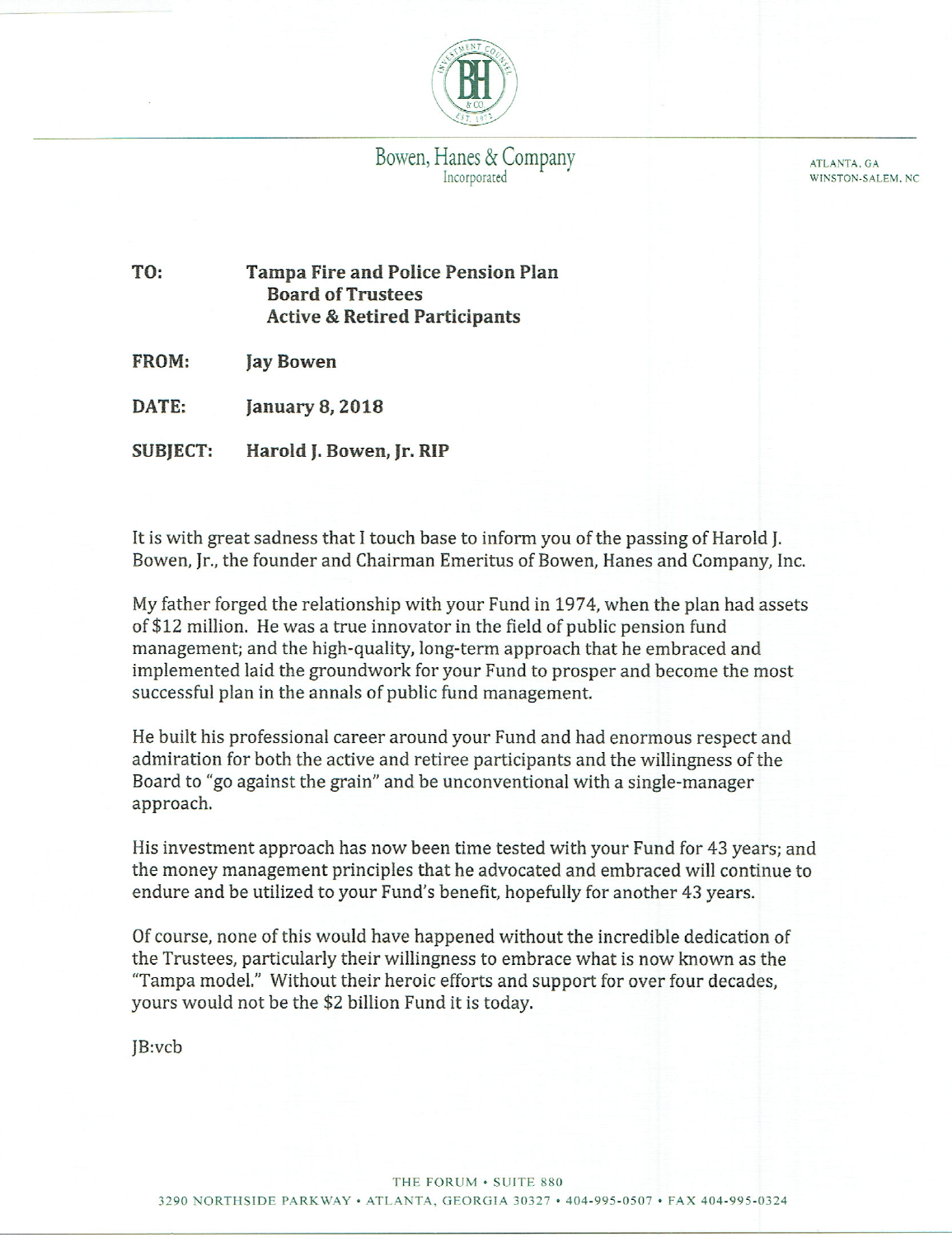Bowen, Hanes & Company
Incorporated

ATLANTA, GA
WINSTON-SALEM, NC

**TO:** **Tampa Fire and Police Pension Plan**
**Board of Trustees**
**Active & Retired Participants**

**FROM:** **Jay Bowen**

**DATE:** **January 8, 2018**

**SUBJECT:** **Harold J. Bowen, Jr. RIP**

It is with great sadness that I touch base to inform you of the passing of Harold J. Bowen, Jr., the founder and Chairman Emeritus of Bowen, Hanes and Company, Inc.

My father forged the relationship with your Fund in 1974, when the plan had assets of $12 million. He was a true innovator in the field of public pension fund management; and the high-quality, long-term approach that he embraced and implemented laid the groundwork for your Fund to prosper and become the most successful plan in the annals of public fund management.

He built his professional career around your Fund and had enormous respect and admiration for both the active and retiree participants and the willingness of the Board to "go against the grain" and be unconventional with a single-manager approach.

His investment approach has now been time tested with your Fund for 43 years; and the money management principles that he advocated and embraced will continue to endure and be utilized to your Fund's benefit, hopefully for another 43 years.

Of course, none of this would have happened without the incredible dedication of the Trustees, particularly their willingness to embrace what is now known as the "Tampa model." Without their heroic efforts and support for over four decades, yours would not be the $2 billion Fund it is today.

JB:vcb

THE FORUM • SUITE 880
3290 NORTHSIDE PARKWAY • ATLANTA, GEORGIA 30327 • 404-995-0507 • FAX 404-995-0324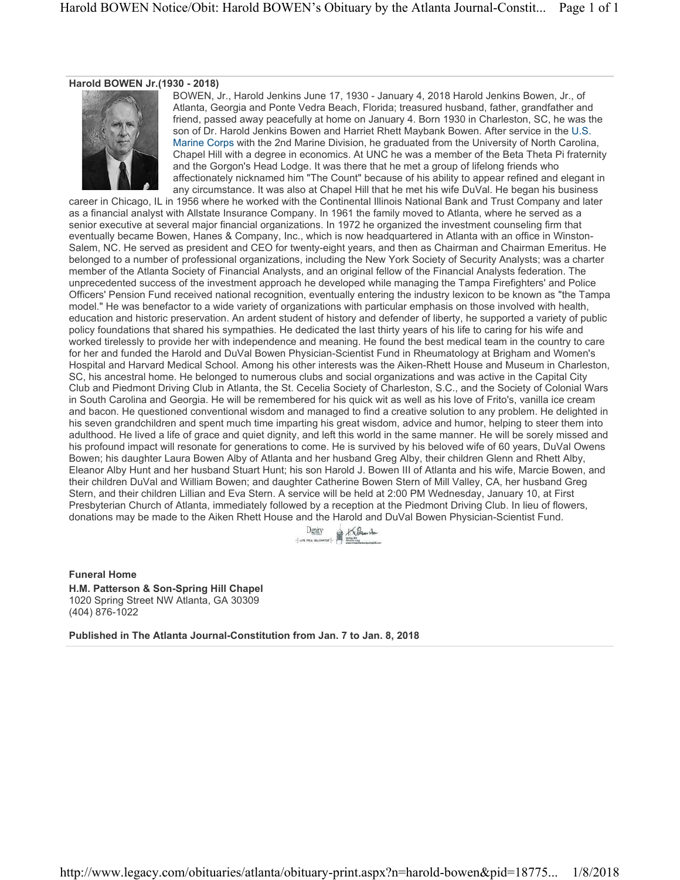**Harold BOWEN Jr.(1930 - 2018)**

BOWEN, Jr., Harold Jenkins June 17, 1930 - January 4, 2018 Harold Jenkins Bowen, Jr., of Atlanta, Georgia and Ponte Vedra Beach, Florida; treasured husband, father, grandfather and friend, passed away peacefully at home on January 4. Born 1930 in Charleston, SC, he was the son of Dr. Harold Jenkins Bowen and Harriet Rhett Maybank Bowen. After service in the U.S. Marine Corps with the 2nd Marine Division, he graduated from the University of North Carolina, Chapel Hill with a degree in economics. At UNC he was a member of the Beta Theta Pi fraternity and the Gorgon's Head Lodge. It was there that he met a group of lifelong friends who affectionately nicknamed him "The Count" because of his ability to appear refined and elegant in any circumstance. It was also at Chapel Hill that he met his wife DuVal. He began his business career in Chicago, IL in 1956 where he worked with the Continental Illinois National Bank and Trust Company and later as a financial analyst with Allstate Insurance Company. In 1961 the family moved to Atlanta, where he served as a senior executive at several major financial organizations. In 1972 he organized the investment counseling firm that eventually became Bowen, Hanes & Company, Inc., which is now headquartered in Atlanta with an office in Winston-Salem, NC. He served as president and CEO for twenty-eight years, and then as Chairman and Chairman Emeritus. He belonged to a number of professional organizations, including the New York Society of Security Analysts; was a charter member of the Atlanta Society of Financial Analysts, and an original fellow of the Financial Analysts federation. The unprecedented success of the investment approach he developed while managing the Tampa Firefighters' and Police Officers' Pension Fund received national recognition, eventually entering the industry lexicon to be known as "the Tampa model." He was benefactor to a wide variety of organizations with particular emphasis on those involved with health, education and historic preservation. An ardent student of history and defender of liberty, he supported a variety of public policy foundations that shared his sympathies. He dedicated the last thirty years of his life to caring for his wife and worked tirelessly to provide her with independence and meaning. He found the best medical team in the country to care for her and funded the Harold and DuVal Bowen Physician-Scientist Fund in Rheumatology at Brigham and Women's Hospital and Harvard Medical School. Among his other interests was the Aiken-Rhett House and Museum in Charleston, SC, his ancestral home. He belonged to numerous clubs and social organizations and was active in the Capital City Club and Piedmont Driving Club in Atlanta, the St. Cecelia Society of Charleston, S.C., and the Society of Colonial Wars in South Carolina and Georgia. He will be remembered for his quick wit as well as his love of Frito's, vanilla ice cream and bacon. He questioned conventional wisdom and managed to find a creative solution to any problem. He delighted in his seven grandchildren and spent much time imparting his great wisdom, advice and humor, helping to steer them into adulthood. He lived a life of grace and quiet dignity, and left this world in the same manner. He will be sorely missed and his profound impact will resonate for generations to come. He is survived by his beloved wife of 60 years, DuVal Owens Bowen; his daughter Laura Bowen Alby of Atlanta and her husband Greg Alby, their children Glenn and Rhett Alby, Eleanor Alby Hunt and her husband Stuart Hunt; his son Harold J. Bowen III of Atlanta and his wife, Marcie Bowen, and their children DuVal and William Bowen; and daughter Catherine Bowen Stern of Mill Valley, CA, her husband Greg Stern, and their children Lillian and Eva Stern. A service will be held at 2:00 PM Wednesday, January 10, at First Presbyterian Church of Atlanta, immediately followed by a reception at the Piedmont Driving Club. In lieu of flowers, donations may be made to the Aiken Rhett House and the Harold and DuVal Bowen Physician-Scientist Fund.

**Funeral Home**

**H.M. Patterson & Son-Spring Hill Chapel**
1020 Spring Street NW Atlanta, GA 30309
(404) 876-1022

**Published in The Atlanta Journal-Constitution from Jan. 7 to Jan. 8, 2018**